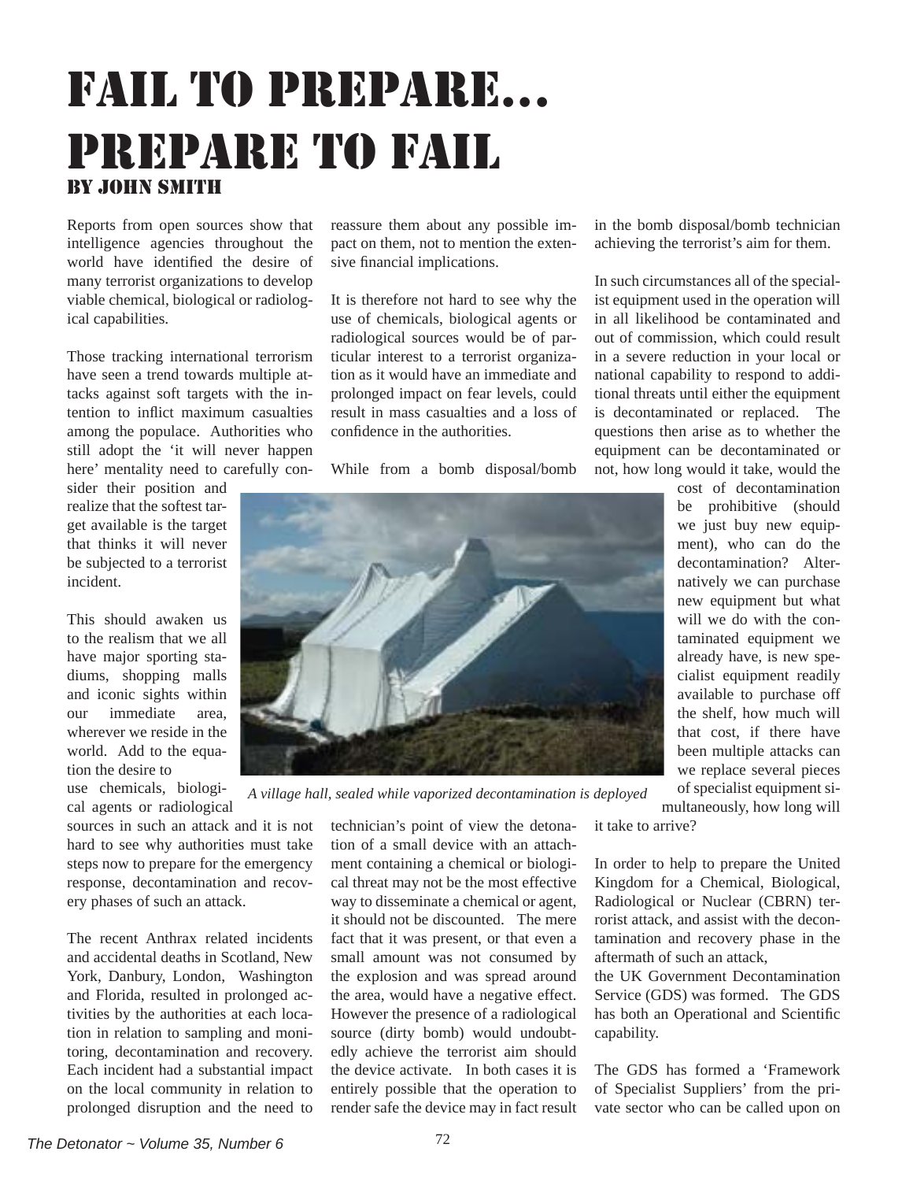# Fail to Prepare... Prepare to Fail

### By John Smith

Reports from open sources show that intelligence agencies throughout the world have identified the desire of many terrorist organizations to develop viable chemical, biological or radiological capabilities.

Those tracking international terrorism have seen a trend towards multiple attacks against soft targets with the intention to inflict maximum casualties among the populace. Authorities who still adopt the 'it will never happen here' mentality need to carefully consider their position and realize that the softest target available is the target that thinks it will never be subjected to a terrorist incident.

This should awaken us to the realism that we all have major sporting stadiums, shopping malls and iconic sights within our immediate area, wherever we reside in the world. Add to the equation the desire to use chemicals, biological agents or radiological sources in such an attack and it is not hard to see why authorities must take steps now to prepare for the emergency response, decontamination and recovery phases of such an attack.

The recent Anthrax related incidents and accidental deaths in Scotland, New York, Danbury, London, Washington and Florida, resulted in prolonged activities by the authorities at each location in relation to sampling and monitoring, decontamination and recovery. Each incident had a substantial impact on the local community in relation to prolonged disruption and the need to reassure them about any possible impact on them, not to mention the extensive financial implications.

It is therefore not hard to see why the use of chemicals, biological agents or radiological sources would be of particular interest to a terrorist organization as it would have an immediate and prolonged impact on fear levels, could result in mass casualties and a loss of confidence in the authorities.

While from a bomb disposal/bomb technician's point of view the detonation of a small device with an attachment containing a chemical or biological threat may not be the most effective way to disseminate a chemical or agent, it should not be discounted. The mere fact that it was present, or that even a small amount was not consumed by the explosion and was spread around the area, would have a negative effect. However the presence of a radiological source (dirty bomb) would undoubtedly achieve the terrorist aim should the device activate. In both cases it is entirely possible that the operation to render safe the device may in fact result in the bomb disposal/bomb technician achieving the terrorist's aim for them.

*A village hall, sealed while vaporized decontamination is deployed*

In such circumstances all of the specialist equipment used in the operation will in all likelihood be contaminated and out of commission, which could result in a severe reduction in your local or national capability to respond to additional threats until either the equipment is decontaminated or replaced. The questions then arise as to whether the equipment can be decontaminated or not, how long would it take, would the cost of decontamination be prohibitive (should we just buy new equipment), who can do the decontamination? Alternatively we can purchase new equipment but what will we do with the contaminated equipment we already have, is new specialist equipment readily available to purchase off the shelf, how much will that cost, if there have been multiple attacks can we replace several pieces of specialist equipment simultaneously, how long will it take to arrive?

In order to help to prepare the United Kingdom for a Chemical, Biological, Radiological or Nuclear (CBRN) terrorist attack, and assist with the decontamination and recovery phase in the aftermath of such an attack, the UK Government Decontamination Service (GDS) was formed. The GDS has both an Operational and Scientific capability.

The GDS has formed a 'Framework of Specialist Suppliers' from the private sector who can be called upon on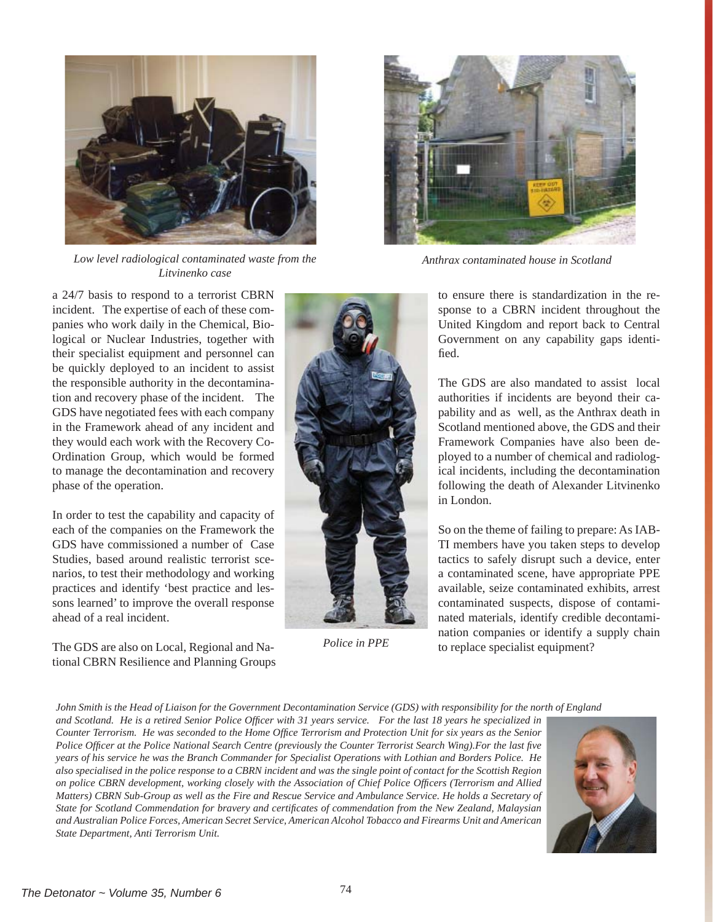*Low level radiological contaminated waste from the Litvinenko case*

*Anthrax contaminated house in Scotland*

a 24/7 basis to respond to a terrorist CBRN incident. The expertise of each of these companies who work daily in the Chemical, Biological or Nuclear Industries, together with their specialist equipment and personnel can be quickly deployed to an incident to assist the responsible authority in the decontamination and recovery phase of the incident. The GDS have negotiated fees with each company in the Framework ahead of any incident and they would each work with the Recovery Co-Ordination Group, which would be formed to manage the decontamination and recovery phase of the operation.

In order to test the capability and capacity of each of the companies on the Framework the GDS have commissioned a number of Case Studies, based around realistic terrorist scenarios, to test their methodology and working practices and identify 'best practice and lessons learned' to improve the overall response ahead of a real incident.

The GDS are also on Local, Regional and National CBRN Resilience and Planning Groups to ensure there is standardization in the response to a CBRN incident throughout the United Kingdom and report back to Central Government on any capability gaps identified.

*Police in PPE*

The GDS are also mandated to assist local authorities if incidents are beyond their capability and as well, as the Anthrax death in Scotland mentioned above, the GDS and their Framework Companies have also been deployed to a number of chemical and radiological incidents, including the decontamination following the death of Alexander Litvinenko in London.

So on the theme of failing to prepare: As IABTI members have you taken steps to develop tactics to safely disrupt such a device, enter a contaminated scene, have appropriate PPE available, seize contaminated exhibits, arrest contaminated suspects, dispose of contaminated materials, identify credible decontamination companies or identify a supply chain to replace specialist equipment?

*John Smith is the Head of Liaison for the Government Decontamination Service (GDS) with responsibility for the north of England and Scotland. He is a retired Senior Police Officer with 31 years service. For the last 18 years he specialized in Counter Terrorism. He was seconded to the Home Office Terrorism and Protection Unit for six years as the Senior Police Officer at the Police National Search Centre (previously the Counter Terrorist Search Wing).For the last five years of his service he was the Branch Commander for Specialist Operations with Lothian and Borders Police. He also specialised in the police response to a CBRN incident and was the single point of contact for the Scottish Region on police CBRN development, working closely with the Association of Chief Police Officers (Terrorism and Allied Matters) CBRN Sub-Group as well as the Fire and Rescue Service and Ambulance Service. He holds a Secretary of State for Scotland Commendation for bravery and certificates of commendation from the New Zealand, Malaysian and Australian Police Forces, American Secret Service, American Alcohol Tobacco and Firearms Unit and American State Department, Anti Terrorism Unit.*